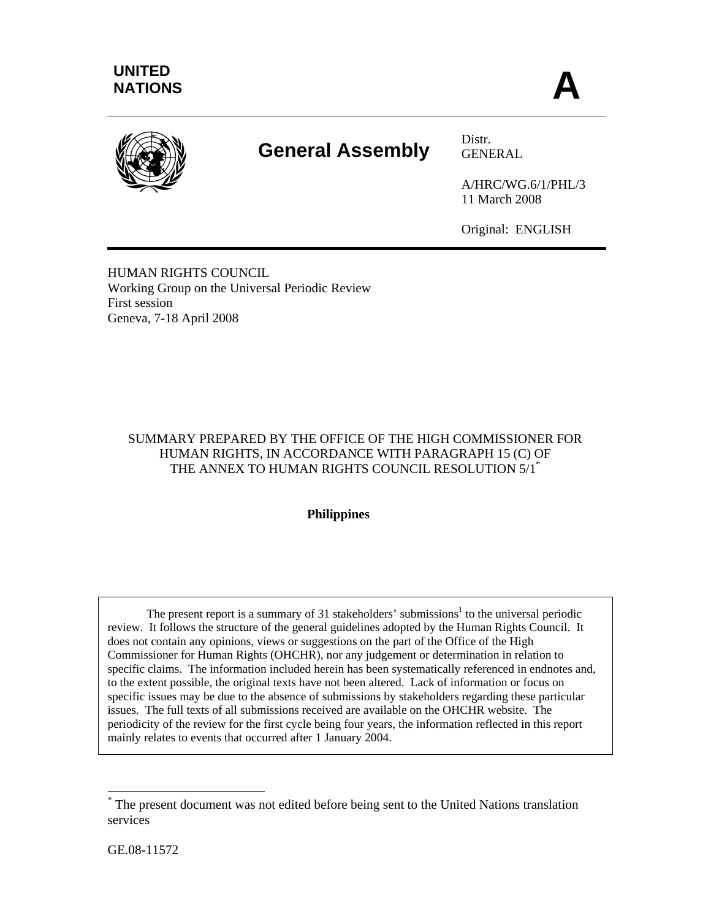UNITED NATIONS

**A**

# General Assembly

Distr.
GENERAL

A/HRC/WG.6/1/PHL/3
11 March 2008

Original: ENGLISH

HUMAN RIGHTS COUNCIL
Working Group on the Universal Periodic Review
First session
Geneva, 7-18 April 2008

SUMMARY PREPARED BY THE OFFICE OF THE HIGH COMMISSIONER FOR HUMAN RIGHTS, IN ACCORDANCE WITH PARAGRAPH 15 (C) OF THE ANNEX TO HUMAN RIGHTS COUNCIL RESOLUTION 5/1[*]

**Philippines**

The present report is a summary of 31 stakeholders' submissions[1] to the universal periodic review. It follows the structure of the general guidelines adopted by the Human Rights Council. It does not contain any opinions, views or suggestions on the part of the Office of the High Commissioner for Human Rights (OHCHR), nor any judgement or determination in relation to specific claims. The information included herein has been systematically referenced in endnotes and, to the extent possible, the original texts have not been altered. Lack of information or focus on specific issues may be due to the absence of submissions by stakeholders regarding these particular issues. The full texts of all submissions received are available on the OHCHR website. The periodicity of the review for the first cycle being four years, the information reflected in this report mainly relates to events that occurred after 1 January 2004.

[*] The present document was not edited before being sent to the United Nations translation services

GE.08-11572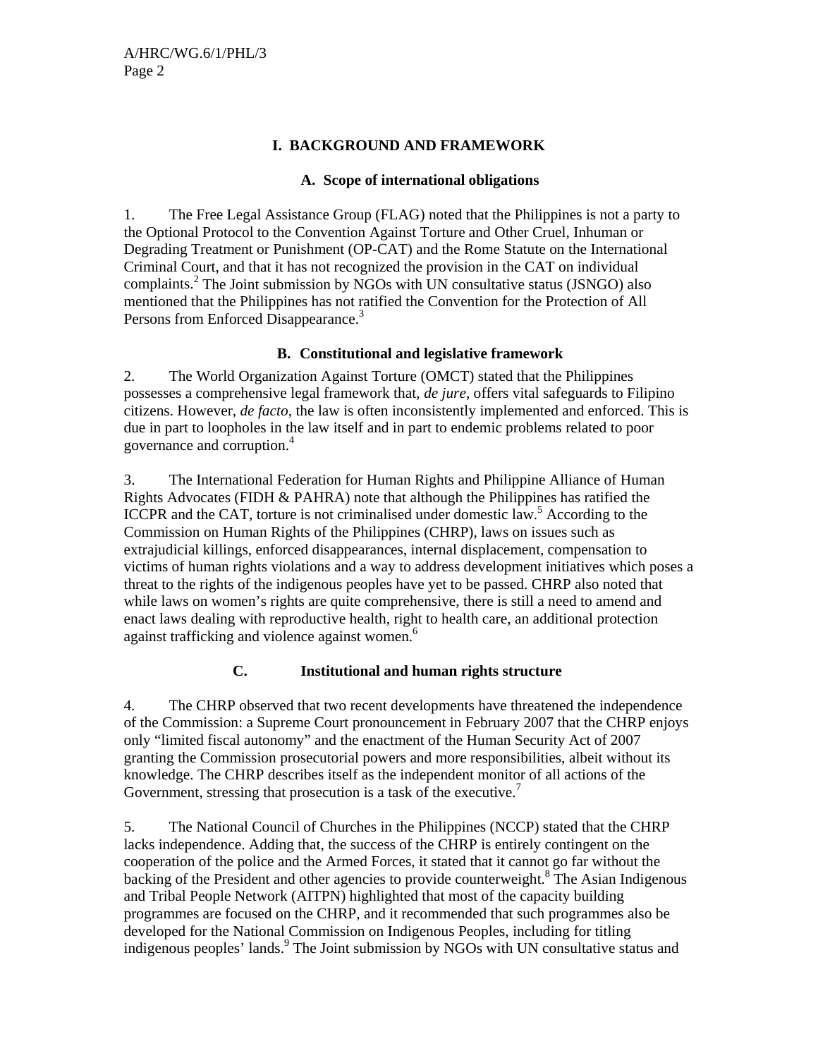# I. BACKGROUND AND FRAMEWORK

## A. Scope of international obligations

1. The Free Legal Assistance Group (FLAG) noted that the Philippines is not a party to the Optional Protocol to the Convention Against Torture and Other Cruel, Inhuman or Degrading Treatment or Punishment (OP-CAT) and the Rome Statute on the International Criminal Court, and that it has not recognized the provision in the CAT on individual complaints.[2] The Joint submission by NGOs with UN consultative status (JSNGO) also mentioned that the Philippines has not ratified the Convention for the Protection of All Persons from Enforced Disappearance.[3]

## B. Constitutional and legislative framework

2. The World Organization Against Torture (OMCT) stated that the Philippines possesses a comprehensive legal framework that, *de jure*, offers vital safeguards to Filipino citizens. However, *de facto*, the law is often inconsistently implemented and enforced. This is due in part to loopholes in the law itself and in part to endemic problems related to poor governance and corruption.[4]

3. The International Federation for Human Rights and Philippine Alliance of Human Rights Advocates (FIDH & PAHRA) note that although the Philippines has ratified the ICCPR and the CAT, torture is not criminalised under domestic law.[5] According to the Commission on Human Rights of the Philippines (CHRP), laws on issues such as extrajudicial killings, enforced disappearances, internal displacement, compensation to victims of human rights violations and a way to address development initiatives which poses a threat to the rights of the indigenous peoples have yet to be passed. CHRP also noted that while laws on women's rights are quite comprehensive, there is still a need to amend and enact laws dealing with reproductive health, right to health care, an additional protection against trafficking and violence against women.[6]

## C. Institutional and human rights structure

4. The CHRP observed that two recent developments have threatened the independence of the Commission: a Supreme Court pronouncement in February 2007 that the CHRP enjoys only "limited fiscal autonomy" and the enactment of the Human Security Act of 2007 granting the Commission prosecutorial powers and more responsibilities, albeit without its knowledge. The CHRP describes itself as the independent monitor of all actions of the Government, stressing that prosecution is a task of the executive.[7]

5. The National Council of Churches in the Philippines (NCCP) stated that the CHRP lacks independence. Adding that, the success of the CHRP is entirely contingent on the cooperation of the police and the Armed Forces, it stated that it cannot go far without the backing of the President and other agencies to provide counterweight.[8] The Asian Indigenous and Tribal People Network (AITPN) highlighted that most of the capacity building programmes are focused on the CHRP, and it recommended that such programmes also be developed for the National Commission on Indigenous Peoples, including for titling indigenous peoples' lands.[9] The Joint submission by NGOs with UN consultative status and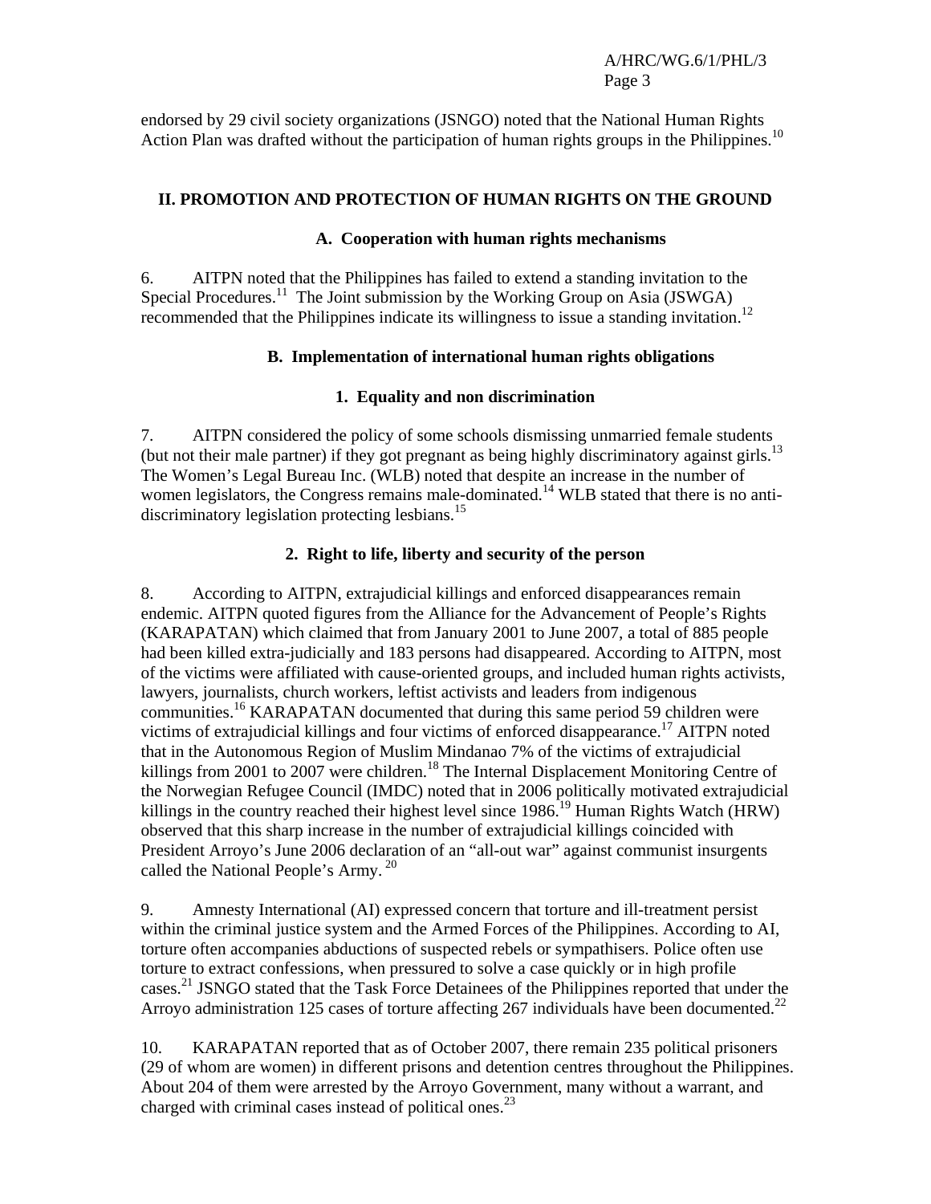endorsed by 29 civil society organizations (JSNGO) noted that the National Human Rights Action Plan was drafted without the participation of human rights groups in the Philippines.[10]

## II. PROMOTION AND PROTECTION OF HUMAN RIGHTS ON THE GROUND

### A. Cooperation with human rights mechanisms

6. AITPN noted that the Philippines has failed to extend a standing invitation to the Special Procedures.[11] The Joint submission by the Working Group on Asia (JSWGA) recommended that the Philippines indicate its willingness to issue a standing invitation.[12]

### B. Implementation of international human rights obligations

#### 1. Equality and non discrimination

7. AITPN considered the policy of some schools dismissing unmarried female students (but not their male partner) if they got pregnant as being highly discriminatory against girls.[13] The Women's Legal Bureau Inc. (WLB) noted that despite an increase in the number of women legislators, the Congress remains male-dominated.[14] WLB stated that there is no anti-discriminatory legislation protecting lesbians.[15]

#### 2. Right to life, liberty and security of the person

8. According to AITPN, extrajudicial killings and enforced disappearances remain endemic. AITPN quoted figures from the Alliance for the Advancement of People's Rights (KARAPATAN) which claimed that from January 2001 to June 2007, a total of 885 people had been killed extra-judicially and 183 persons had disappeared. According to AITPN, most of the victims were affiliated with cause-oriented groups, and included human rights activists, lawyers, journalists, church workers, leftist activists and leaders from indigenous communities.[16] KARAPATAN documented that during this same period 59 children were victims of extrajudicial killings and four victims of enforced disappearance.[17] AITPN noted that in the Autonomous Region of Muslim Mindanao 7% of the victims of extrajudicial killings from 2001 to 2007 were children.[18] The Internal Displacement Monitoring Centre of the Norwegian Refugee Council (IMDC) noted that in 2006 politically motivated extrajudicial killings in the country reached their highest level since 1986.[19] Human Rights Watch (HRW) observed that this sharp increase in the number of extrajudicial killings coincided with President Arroyo's June 2006 declaration of an "all-out war" against communist insurgents called the National People's Army.[20]

9. Amnesty International (AI) expressed concern that torture and ill-treatment persist within the criminal justice system and the Armed Forces of the Philippines. According to AI, torture often accompanies abductions of suspected rebels or sympathisers. Police often use torture to extract confessions, when pressured to solve a case quickly or in high profile cases.[21] JSNGO stated that the Task Force Detainees of the Philippines reported that under the Arroyo administration 125 cases of torture affecting 267 individuals have been documented.[22]

10. KARAPATAN reported that as of October 2007, there remain 235 political prisoners (29 of whom are women) in different prisons and detention centres throughout the Philippines. About 204 of them were arrested by the Arroyo Government, many without a warrant, and charged with criminal cases instead of political ones.[23]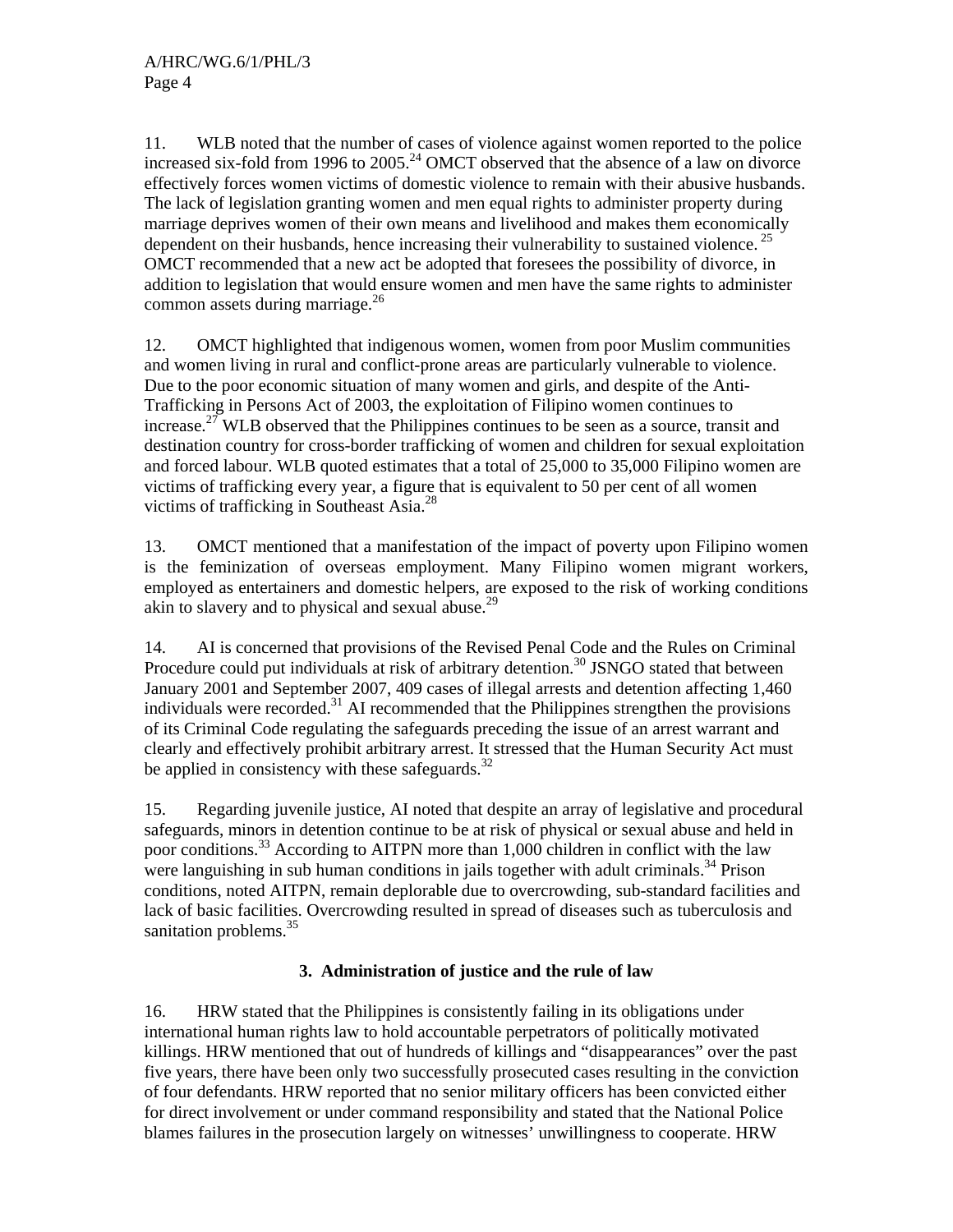11. WLB noted that the number of cases of violence against women reported to the police increased six-fold from 1996 to 2005.[24] OMCT observed that the absence of a law on divorce effectively forces women victims of domestic violence to remain with their abusive husbands. The lack of legislation granting women and men equal rights to administer property during marriage deprives women of their own means and livelihood and makes them economically dependent on their husbands, hence increasing their vulnerability to sustained violence.[25] OMCT recommended that a new act be adopted that foresees the possibility of divorce, in addition to legislation that would ensure women and men have the same rights to administer common assets during marriage.[26]

12. OMCT highlighted that indigenous women, women from poor Muslim communities and women living in rural and conflict-prone areas are particularly vulnerable to violence. Due to the poor economic situation of many women and girls, and despite of the Anti-Trafficking in Persons Act of 2003, the exploitation of Filipino women continues to increase.[27] WLB observed that the Philippines continues to be seen as a source, transit and destination country for cross-border trafficking of women and children for sexual exploitation and forced labour. WLB quoted estimates that a total of 25,000 to 35,000 Filipino women are victims of trafficking every year, a figure that is equivalent to 50 per cent of all women victims of trafficking in Southeast Asia.[28]

13. OMCT mentioned that a manifestation of the impact of poverty upon Filipino women is the feminization of overseas employment. Many Filipino women migrant workers, employed as entertainers and domestic helpers, are exposed to the risk of working conditions akin to slavery and to physical and sexual abuse.[29]

14. AI is concerned that provisions of the Revised Penal Code and the Rules on Criminal Procedure could put individuals at risk of arbitrary detention.[30] JSNGO stated that between January 2001 and September 2007, 409 cases of illegal arrests and detention affecting 1,460 individuals were recorded.[31] AI recommended that the Philippines strengthen the provisions of its Criminal Code regulating the safeguards preceding the issue of an arrest warrant and clearly and effectively prohibit arbitrary arrest. It stressed that the Human Security Act must be applied in consistency with these safeguards.[32]

15. Regarding juvenile justice, AI noted that despite an array of legislative and procedural safeguards, minors in detention continue to be at risk of physical or sexual abuse and held in poor conditions.[33] According to AITPN more than 1,000 children in conflict with the law were languishing in sub human conditions in jails together with adult criminals.[34] Prison conditions, noted AITPN, remain deplorable due to overcrowding, sub-standard facilities and lack of basic facilities. Overcrowding resulted in spread of diseases such as tuberculosis and sanitation problems.[35]

### 3. Administration of justice and the rule of law

16. HRW stated that the Philippines is consistently failing in its obligations under international human rights law to hold accountable perpetrators of politically motivated killings. HRW mentioned that out of hundreds of killings and "disappearances" over the past five years, there have been only two successfully prosecuted cases resulting in the conviction of four defendants. HRW reported that no senior military officers has been convicted either for direct involvement or under command responsibility and stated that the National Police blames failures in the prosecution largely on witnesses' unwillingness to cooperate. HRW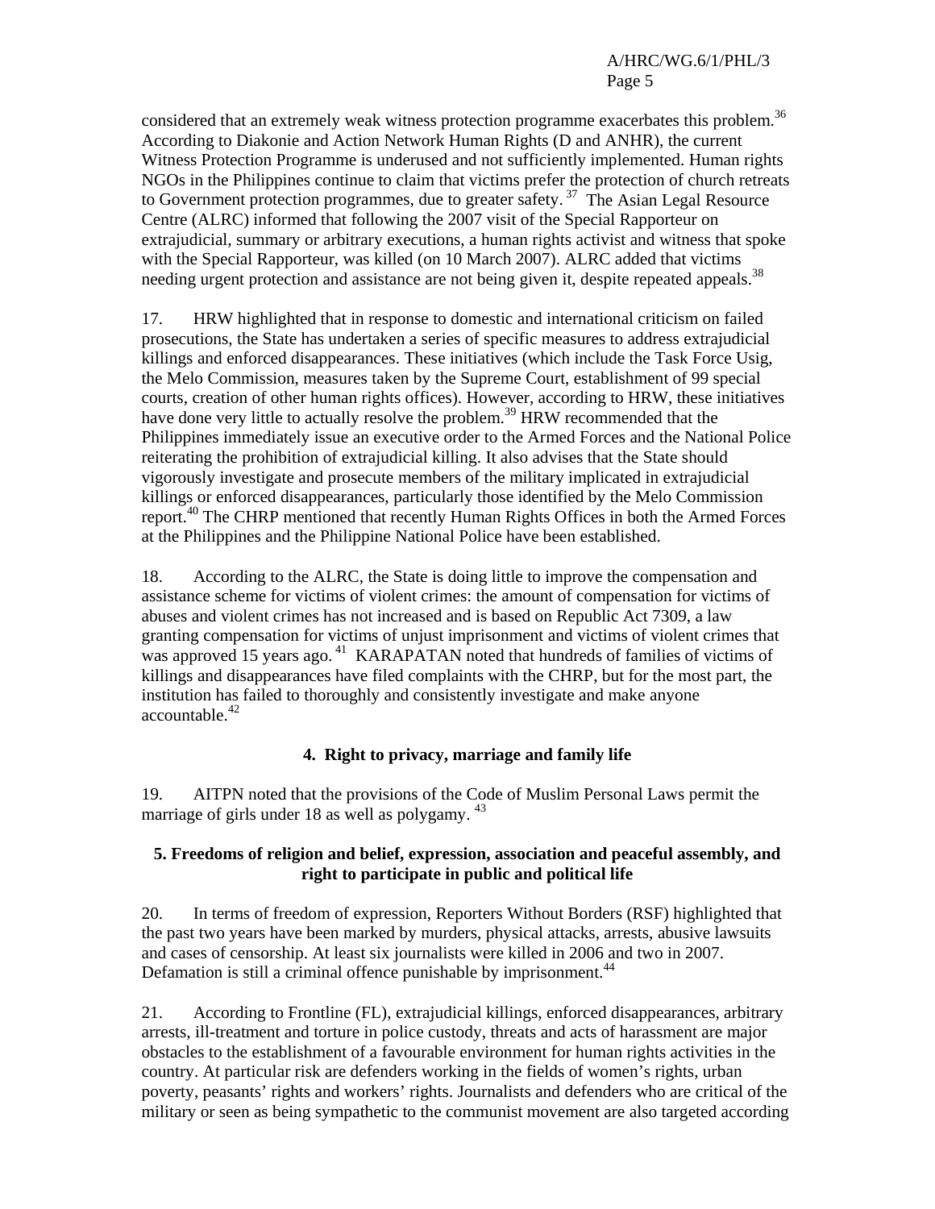considered that an extremely weak witness protection programme exacerbates this problem.[36] According to Diakonie and Action Network Human Rights (D and ANHR), the current Witness Protection Programme is underused and not sufficiently implemented. Human rights NGOs in the Philippines continue to claim that victims prefer the protection of church retreats to Government protection programmes, due to greater safety.[37] The Asian Legal Resource Centre (ALRC) informed that following the 2007 visit of the Special Rapporteur on extrajudicial, summary or arbitrary executions, a human rights activist and witness that spoke with the Special Rapporteur, was killed (on 10 March 2007). ALRC added that victims needing urgent protection and assistance are not being given it, despite repeated appeals.[38]

17. HRW highlighted that in response to domestic and international criticism on failed prosecutions, the State has undertaken a series of specific measures to address extrajudicial killings and enforced disappearances. These initiatives (which include the Task Force Usig, the Melo Commission, measures taken by the Supreme Court, establishment of 99 special courts, creation of other human rights offices). However, according to HRW, these initiatives have done very little to actually resolve the problem.[39] HRW recommended that the Philippines immediately issue an executive order to the Armed Forces and the National Police reiterating the prohibition of extrajudicial killing. It also advises that the State should vigorously investigate and prosecute members of the military implicated in extrajudicial killings or enforced disappearances, particularly those identified by the Melo Commission report.[40] The CHRP mentioned that recently Human Rights Offices in both the Armed Forces at the Philippines and the Philippine National Police have been established.

18. According to the ALRC, the State is doing little to improve the compensation and assistance scheme for victims of violent crimes: the amount of compensation for victims of abuses and violent crimes has not increased and is based on Republic Act 7309, a law granting compensation for victims of unjust imprisonment and victims of violent crimes that was approved 15 years ago.[41] KARAPATAN noted that hundreds of families of victims of killings and disappearances have filed complaints with the CHRP, but for the most part, the institution has failed to thoroughly and consistently investigate and make anyone accountable.[42]

### 4. Right to privacy, marriage and family life

19. AITPN noted that the provisions of the Code of Muslim Personal Laws permit the marriage of girls under 18 as well as polygamy.[43]

### 5. Freedoms of religion and belief, expression, association and peaceful assembly, and right to participate in public and political life

20. In terms of freedom of expression, Reporters Without Borders (RSF) highlighted that the past two years have been marked by murders, physical attacks, arrests, abusive lawsuits and cases of censorship. At least six journalists were killed in 2006 and two in 2007. Defamation is still a criminal offence punishable by imprisonment.[44]

21. According to Frontline (FL), extrajudicial killings, enforced disappearances, arbitrary arrests, ill-treatment and torture in police custody, threats and acts of harassment are major obstacles to the establishment of a favourable environment for human rights activities in the country. At particular risk are defenders working in the fields of women's rights, urban poverty, peasants' rights and workers' rights. Journalists and defenders who are critical of the military or seen as being sympathetic to the communist movement are also targeted according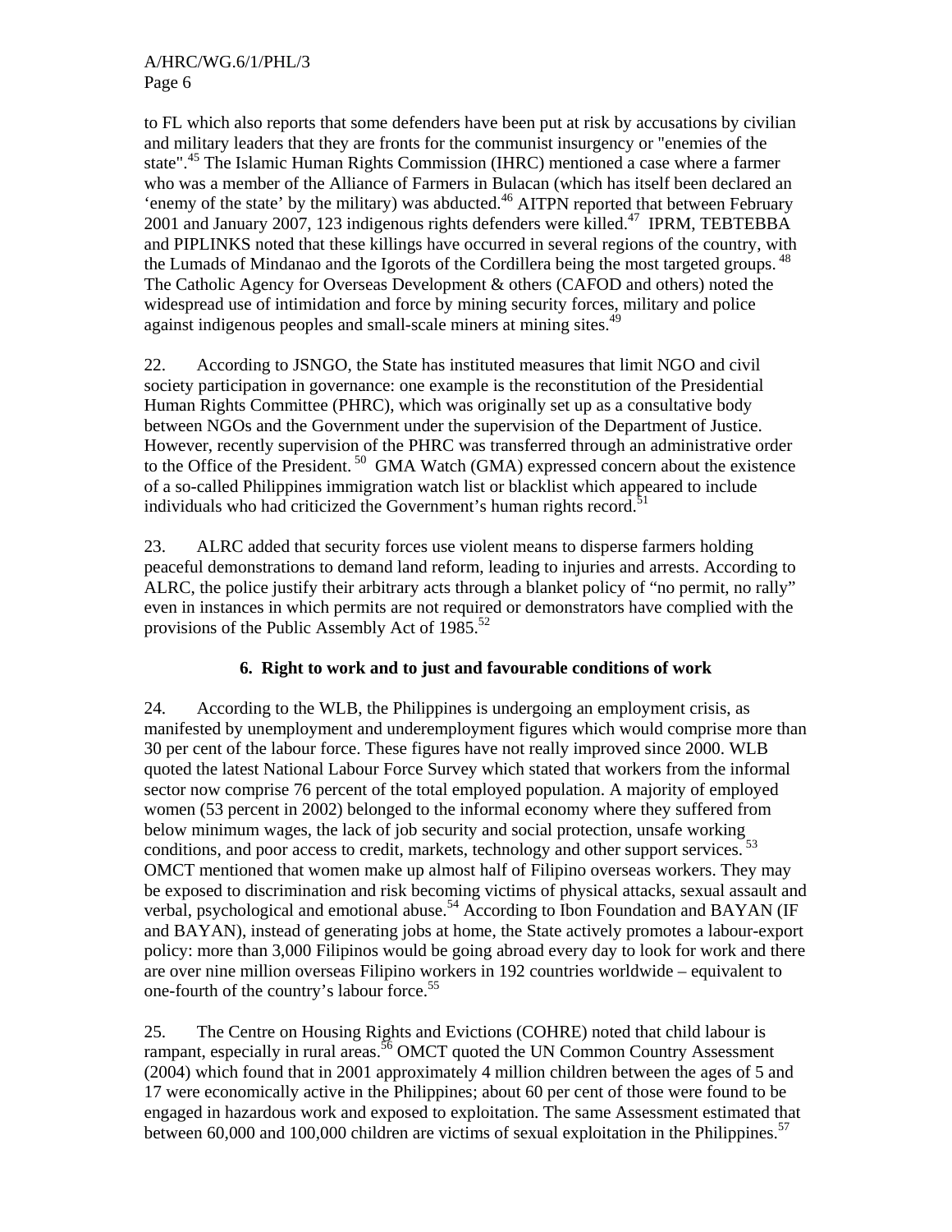to FL which also reports that some defenders have been put at risk by accusations by civilian and military leaders that they are fronts for the communist insurgency or "enemies of the state".[45] The Islamic Human Rights Commission (IHRC) mentioned a case where a farmer who was a member of the Alliance of Farmers in Bulacan (which has itself been declared an 'enemy of the state' by the military) was abducted.[46] AITPN reported that between February 2001 and January 2007, 123 indigenous rights defenders were killed.[47] IPRM, TEBTEBBA and PIPLINKS noted that these killings have occurred in several regions of the country, with the Lumads of Mindanao and the Igorots of the Cordillera being the most targeted groups.[48] The Catholic Agency for Overseas Development & others (CAFOD and others) noted the widespread use of intimidation and force by mining security forces, military and police against indigenous peoples and small-scale miners at mining sites.[49]

22. According to JSNGO, the State has instituted measures that limit NGO and civil society participation in governance: one example is the reconstitution of the Presidential Human Rights Committee (PHRC), which was originally set up as a consultative body between NGOs and the Government under the supervision of the Department of Justice. However, recently supervision of the PHRC was transferred through an administrative order to the Office of the President.[50] GMA Watch (GMA) expressed concern about the existence of a so-called Philippines immigration watch list or blacklist which appeared to include individuals who had criticized the Government's human rights record.[51]

23. ALRC added that security forces use violent means to disperse farmers holding peaceful demonstrations to demand land reform, leading to injuries and arrests. According to ALRC, the police justify their arbitrary acts through a blanket policy of "no permit, no rally" even in instances in which permits are not required or demonstrators have complied with the provisions of the Public Assembly Act of 1985.[52]

### 6. Right to work and to just and favourable conditions of work

24. According to the WLB, the Philippines is undergoing an employment crisis, as manifested by unemployment and underemployment figures which would comprise more than 30 per cent of the labour force. These figures have not really improved since 2000. WLB quoted the latest National Labour Force Survey which stated that workers from the informal sector now comprise 76 percent of the total employed population. A majority of employed women (53 percent in 2002) belonged to the informal economy where they suffered from below minimum wages, the lack of job security and social protection, unsafe working conditions, and poor access to credit, markets, technology and other support services.[53] OMCT mentioned that women make up almost half of Filipino overseas workers. They may be exposed to discrimination and risk becoming victims of physical attacks, sexual assault and verbal, psychological and emotional abuse.[54] According to Ibon Foundation and BAYAN (IF and BAYAN), instead of generating jobs at home, the State actively promotes a labour-export policy: more than 3,000 Filipinos would be going abroad every day to look for work and there are over nine million overseas Filipino workers in 192 countries worldwide – equivalent to one-fourth of the country's labour force.[55]

25. The Centre on Housing Rights and Evictions (COHRE) noted that child labour is rampant, especially in rural areas.[56] OMCT quoted the UN Common Country Assessment (2004) which found that in 2001 approximately 4 million children between the ages of 5 and 17 were economically active in the Philippines; about 60 per cent of those were found to be engaged in hazardous work and exposed to exploitation. The same Assessment estimated that between 60,000 and 100,000 children are victims of sexual exploitation in the Philippines.[57]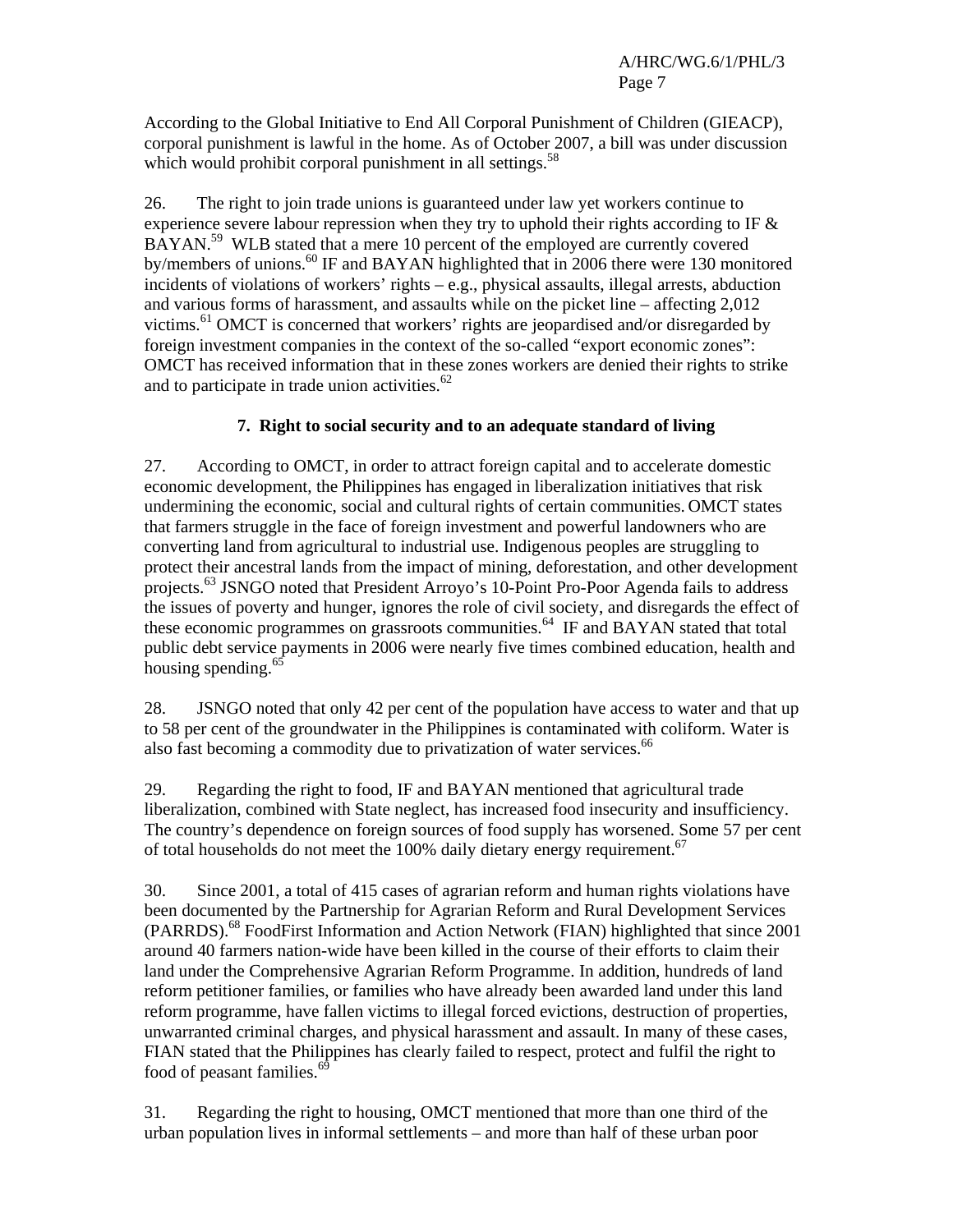According to the Global Initiative to End All Corporal Punishment of Children (GIEACP), corporal punishment is lawful in the home. As of October 2007, a bill was under discussion which would prohibit corporal punishment in all settings.[58]

26. The right to join trade unions is guaranteed under law yet workers continue to experience severe labour repression when they try to uphold their rights according to IF & BAYAN.[59] WLB stated that a mere 10 percent of the employed are currently covered by/members of unions.[60] IF and BAYAN highlighted that in 2006 there were 130 monitored incidents of violations of workers' rights – e.g., physical assaults, illegal arrests, abduction and various forms of harassment, and assaults while on the picket line – affecting 2,012 victims.[61] OMCT is concerned that workers' rights are jeopardised and/or disregarded by foreign investment companies in the context of the so-called "export economic zones": OMCT has received information that in these zones workers are denied their rights to strike and to participate in trade union activities.[62]

### 7. Right to social security and to an adequate standard of living

27. According to OMCT, in order to attract foreign capital and to accelerate domestic economic development, the Philippines has engaged in liberalization initiatives that risk undermining the economic, social and cultural rights of certain communities. OMCT states that farmers struggle in the face of foreign investment and powerful landowners who are converting land from agricultural to industrial use. Indigenous peoples are struggling to protect their ancestral lands from the impact of mining, deforestation, and other development projects.[63] JSNGO noted that President Arroyo's 10-Point Pro-Poor Agenda fails to address the issues of poverty and hunger, ignores the role of civil society, and disregards the effect of these economic programmes on grassroots communities.[64] IF and BAYAN stated that total public debt service payments in 2006 were nearly five times combined education, health and housing spending.[65]

28. JSNGO noted that only 42 per cent of the population have access to water and that up to 58 per cent of the groundwater in the Philippines is contaminated with coliform. Water is also fast becoming a commodity due to privatization of water services.[66]

29. Regarding the right to food, IF and BAYAN mentioned that agricultural trade liberalization, combined with State neglect, has increased food insecurity and insufficiency. The country's dependence on foreign sources of food supply has worsened. Some 57 per cent of total households do not meet the 100% daily dietary energy requirement.[67]

30. Since 2001, a total of 415 cases of agrarian reform and human rights violations have been documented by the Partnership for Agrarian Reform and Rural Development Services (PARRDS).[68] FoodFirst Information and Action Network (FIAN) highlighted that since 2001 around 40 farmers nation-wide have been killed in the course of their efforts to claim their land under the Comprehensive Agrarian Reform Programme. In addition, hundreds of land reform petitioner families, or families who have already been awarded land under this land reform programme, have fallen victims to illegal forced evictions, destruction of properties, unwarranted criminal charges, and physical harassment and assault. In many of these cases, FIAN stated that the Philippines has clearly failed to respect, protect and fulfil the right to food of peasant families.[69]

31. Regarding the right to housing, OMCT mentioned that more than one third of the urban population lives in informal settlements – and more than half of these urban poor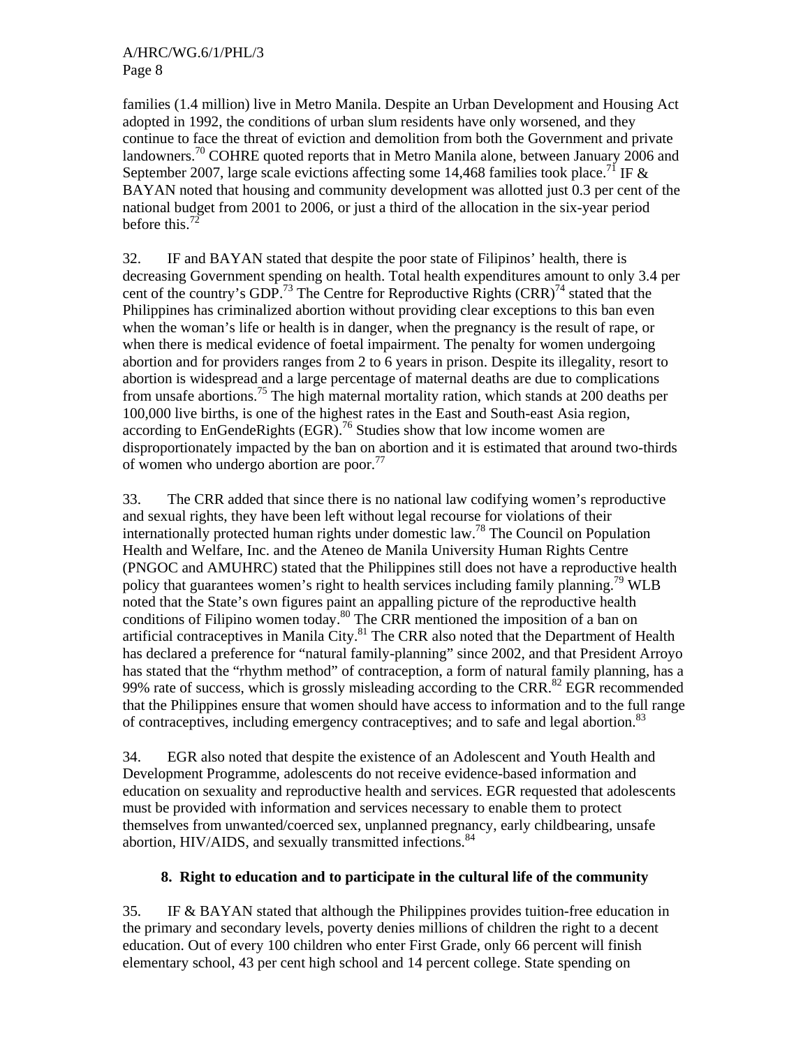families (1.4 million) live in Metro Manila. Despite an Urban Development and Housing Act adopted in 1992, the conditions of urban slum residents have only worsened, and they continue to face the threat of eviction and demolition from both the Government and private landowners.[70] COHRE quoted reports that in Metro Manila alone, between January 2006 and September 2007, large scale evictions affecting some 14,468 families took place.[71] IF & BAYAN noted that housing and community development was allotted just 0.3 per cent of the national budget from 2001 to 2006, or just a third of the allocation in the six-year period before this.[72]

32. IF and BAYAN stated that despite the poor state of Filipinos' health, there is decreasing Government spending on health. Total health expenditures amount to only 3.4 per cent of the country's GDP.[73] The Centre for Reproductive Rights (CRR)[74] stated that the Philippines has criminalized abortion without providing clear exceptions to this ban even when the woman's life or health is in danger, when the pregnancy is the result of rape, or when there is medical evidence of foetal impairment. The penalty for women undergoing abortion and for providers ranges from 2 to 6 years in prison. Despite its illegality, resort to abortion is widespread and a large percentage of maternal deaths are due to complications from unsafe abortions.[75] The high maternal mortality ration, which stands at 200 deaths per 100,000 live births, is one of the highest rates in the East and South-east Asia region, according to EnGendeRights (EGR).[76] Studies show that low income women are disproportionately impacted by the ban on abortion and it is estimated that around two-thirds of women who undergo abortion are poor.[77]

33. The CRR added that since there is no national law codifying women's reproductive and sexual rights, they have been left without legal recourse for violations of their internationally protected human rights under domestic law.[78] The Council on Population Health and Welfare, Inc. and the Ateneo de Manila University Human Rights Centre (PNGOC and AMUHRC) stated that the Philippines still does not have a reproductive health policy that guarantees women's right to health services including family planning.[79] WLB noted that the State's own figures paint an appalling picture of the reproductive health conditions of Filipino women today.[80] The CRR mentioned the imposition of a ban on artificial contraceptives in Manila City.[81] The CRR also noted that the Department of Health has declared a preference for "natural family-planning" since 2002, and that President Arroyo has stated that the "rhythm method" of contraception, a form of natural family planning, has a 99% rate of success, which is grossly misleading according to the CRR.[82] EGR recommended that the Philippines ensure that women should have access to information and to the full range of contraceptives, including emergency contraceptives; and to safe and legal abortion.[83]

34. EGR also noted that despite the existence of an Adolescent and Youth Health and Development Programme, adolescents do not receive evidence-based information and education on sexuality and reproductive health and services. EGR requested that adolescents must be provided with information and services necessary to enable them to protect themselves from unwanted/coerced sex, unplanned pregnancy, early childbearing, unsafe abortion, HIV/AIDS, and sexually transmitted infections.[84]

### 8. Right to education and to participate in the cultural life of the community

35. IF & BAYAN stated that although the Philippines provides tuition-free education in the primary and secondary levels, poverty denies millions of children the right to a decent education. Out of every 100 children who enter First Grade, only 66 percent will finish elementary school, 43 per cent high school and 14 percent college. State spending on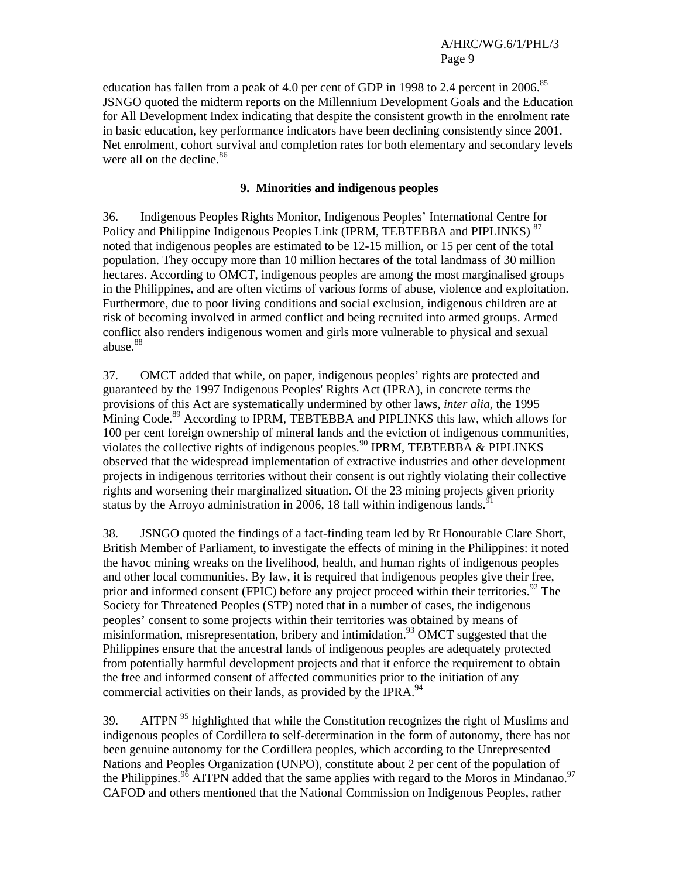education has fallen from a peak of 4.0 per cent of GDP in 1998 to 2.4 percent in 2006.[85] JSNGO quoted the midterm reports on the Millennium Development Goals and the Education for All Development Index indicating that despite the consistent growth in the enrolment rate in basic education, key performance indicators have been declining consistently since 2001. Net enrolment, cohort survival and completion rates for both elementary and secondary levels were all on the decline.[86]

### 9. Minorities and indigenous peoples

36. Indigenous Peoples Rights Monitor, Indigenous Peoples' International Centre for Policy and Philippine Indigenous Peoples Link (IPRM, TEBTEBBA and PIPLINKS) [87] noted that indigenous peoples are estimated to be 12-15 million, or 15 per cent of the total population. They occupy more than 10 million hectares of the total landmass of 30 million hectares. According to OMCT, indigenous peoples are among the most marginalised groups in the Philippines, and are often victims of various forms of abuse, violence and exploitation. Furthermore, due to poor living conditions and social exclusion, indigenous children are at risk of becoming involved in armed conflict and being recruited into armed groups. Armed conflict also renders indigenous women and girls more vulnerable to physical and sexual abuse.[88]

37. OMCT added that while, on paper, indigenous peoples' rights are protected and guaranteed by the 1997 Indigenous Peoples' Rights Act (IPRA), in concrete terms the provisions of this Act are systematically undermined by other laws, *inter alia*, the 1995 Mining Code.[89] According to IPRM, TEBTEBBA and PIPLINKS this law, which allows for 100 per cent foreign ownership of mineral lands and the eviction of indigenous communities, violates the collective rights of indigenous peoples.[90] IPRM, TEBTEBBA & PIPLINKS observed that the widespread implementation of extractive industries and other development projects in indigenous territories without their consent is out rightly violating their collective rights and worsening their marginalized situation. Of the 23 mining projects given priority status by the Arroyo administration in 2006, 18 fall within indigenous lands.[91]

38. JSNGO quoted the findings of a fact-finding team led by Rt Honourable Clare Short, British Member of Parliament, to investigate the effects of mining in the Philippines: it noted the havoc mining wreaks on the livelihood, health, and human rights of indigenous peoples and other local communities. By law, it is required that indigenous peoples give their free, prior and informed consent (FPIC) before any project proceed within their territories.[92] The Society for Threatened Peoples (STP) noted that in a number of cases, the indigenous peoples' consent to some projects within their territories was obtained by means of misinformation, misrepresentation, bribery and intimidation.[93] OMCT suggested that the Philippines ensure that the ancestral lands of indigenous peoples are adequately protected from potentially harmful development projects and that it enforce the requirement to obtain the free and informed consent of affected communities prior to the initiation of any commercial activities on their lands, as provided by the IPRA.[94]

39. AITPN [95] highlighted that while the Constitution recognizes the right of Muslims and indigenous peoples of Cordillera to self-determination in the form of autonomy, there has not been genuine autonomy for the Cordillera peoples, which according to the Unrepresented Nations and Peoples Organization (UNPO), constitute about 2 per cent of the population of the Philippines.[96] AITPN added that the same applies with regard to the Moros in Mindanao.[97] CAFOD and others mentioned that the National Commission on Indigenous Peoples, rather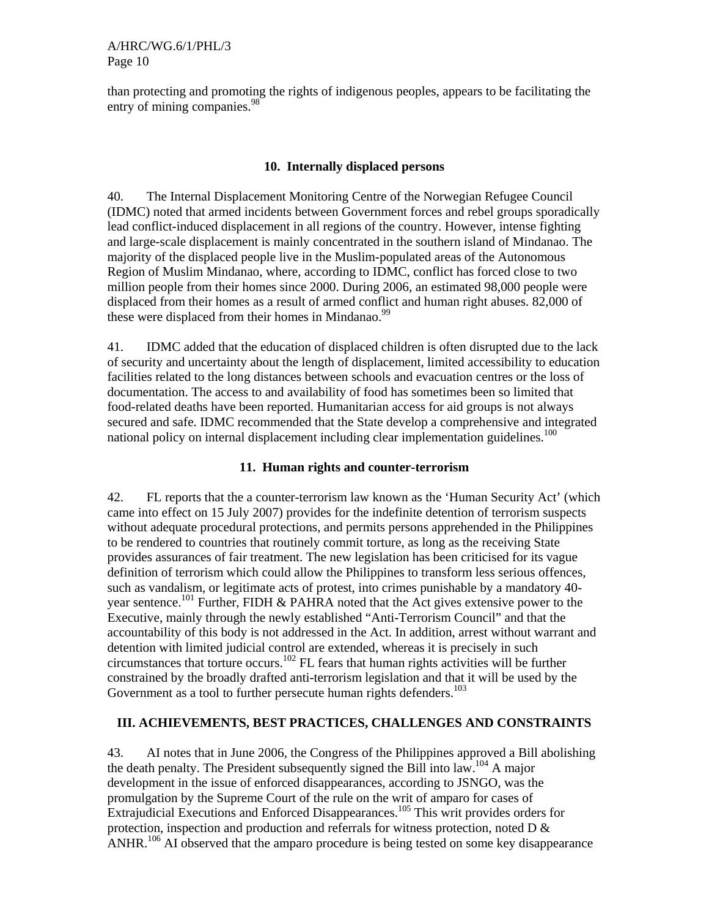than protecting and promoting the rights of indigenous peoples, appears to be facilitating the entry of mining companies.[98]

### 10. Internally displaced persons

40. The Internal Displacement Monitoring Centre of the Norwegian Refugee Council (IDMC) noted that armed incidents between Government forces and rebel groups sporadically lead conflict-induced displacement in all regions of the country. However, intense fighting and large-scale displacement is mainly concentrated in the southern island of Mindanao. The majority of the displaced people live in the Muslim-populated areas of the Autonomous Region of Muslim Mindanao, where, according to IDMC, conflict has forced close to two million people from their homes since 2000. During 2006, an estimated 98,000 people were displaced from their homes as a result of armed conflict and human right abuses. 82,000 of these were displaced from their homes in Mindanao.[99]

41. IDMC added that the education of displaced children is often disrupted due to the lack of security and uncertainty about the length of displacement, limited accessibility to education facilities related to the long distances between schools and evacuation centres or the loss of documentation. The access to and availability of food has sometimes been so limited that food-related deaths have been reported. Humanitarian access for aid groups is not always secured and safe. IDMC recommended that the State develop a comprehensive and integrated national policy on internal displacement including clear implementation guidelines.[100]

### 11. Human rights and counter-terrorism

42. FL reports that the a counter-terrorism law known as the 'Human Security Act' (which came into effect on 15 July 2007) provides for the indefinite detention of terrorism suspects without adequate procedural protections, and permits persons apprehended in the Philippines to be rendered to countries that routinely commit torture, as long as the receiving State provides assurances of fair treatment. The new legislation has been criticised for its vague definition of terrorism which could allow the Philippines to transform less serious offences, such as vandalism, or legitimate acts of protest, into crimes punishable by a mandatory 40-year sentence.[101] Further, FIDH & PAHRA noted that the Act gives extensive power to the Executive, mainly through the newly established "Anti-Terrorism Council" and that the accountability of this body is not addressed in the Act. In addition, arrest without warrant and detention with limited judicial control are extended, whereas it is precisely in such circumstances that torture occurs.[102] FL fears that human rights activities will be further constrained by the broadly drafted anti-terrorism legislation and that it will be used by the Government as a tool to further persecute human rights defenders.[103]

## III. ACHIEVEMENTS, BEST PRACTICES, CHALLENGES AND CONSTRAINTS

43. AI notes that in June 2006, the Congress of the Philippines approved a Bill abolishing the death penalty. The President subsequently signed the Bill into law.[104] A major development in the issue of enforced disappearances, according to JSNGO, was the promulgation by the Supreme Court of the rule on the writ of amparo for cases of Extrajudicial Executions and Enforced Disappearances.[105] This writ provides orders for protection, inspection and production and referrals for witness protection, noted D & ANHR.[106] AI observed that the amparo procedure is being tested on some key disappearance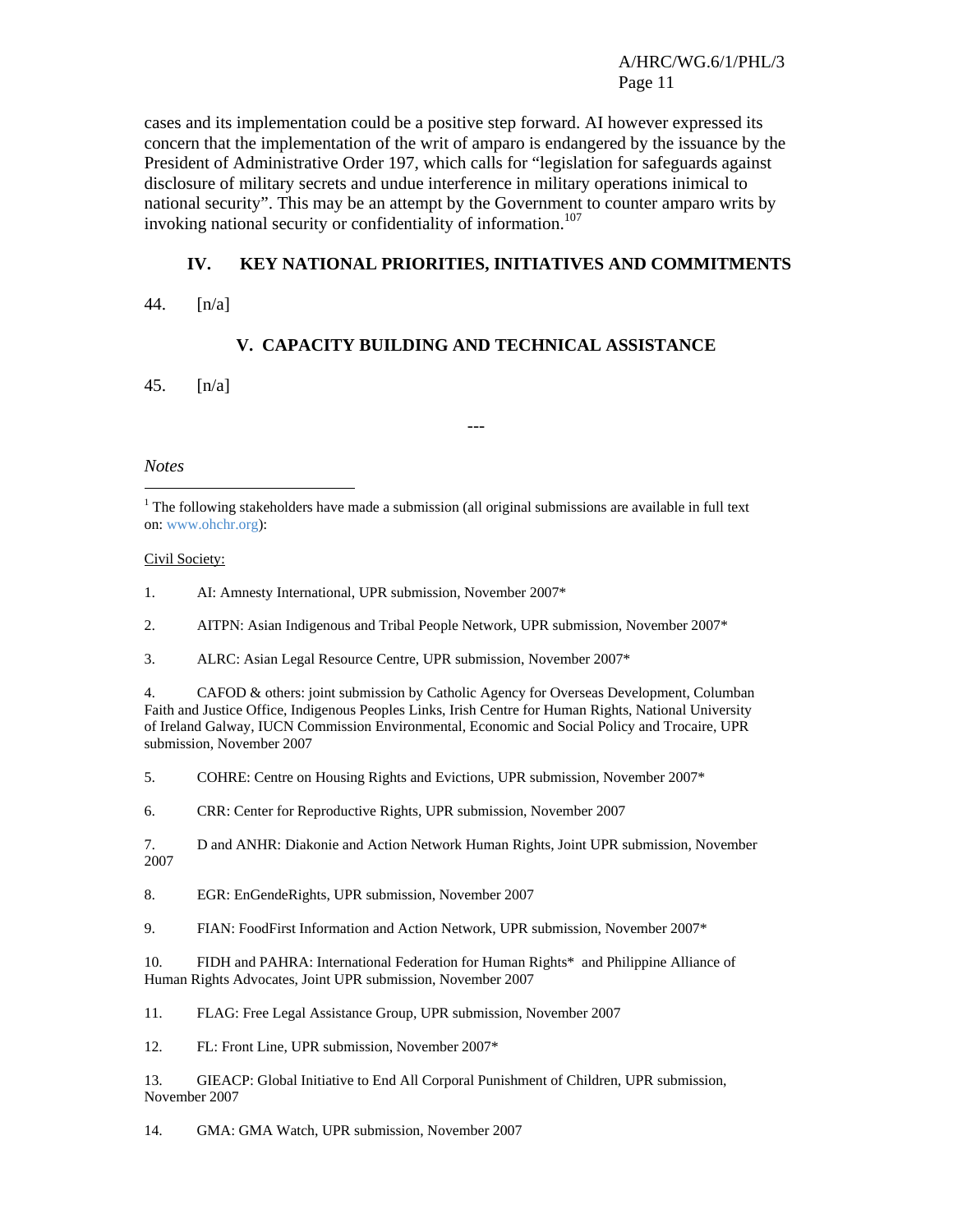cases and its implementation could be a positive step forward. AI however expressed its concern that the implementation of the writ of amparo is endangered by the issuance by the President of Administrative Order 197, which calls for "legislation for safeguards against disclosure of military secrets and undue interference in military operations inimical to national security". This may be an attempt by the Government to counter amparo writs by invoking national security or confidentiality of information.[107]

## IV. KEY NATIONAL PRIORITIES, INITIATIVES AND COMMITMENTS

44. [n/a]

## V. CAPACITY BUILDING AND TECHNICAL ASSISTANCE

45. [n/a]

---

*Notes*

[1] The following stakeholders have made a submission (all original submissions are available in full text on: www.ohchr.org):

Civil Society:

1. AI: Amnesty International, UPR submission, November 2007*

2. AITPN: Asian Indigenous and Tribal People Network, UPR submission, November 2007*

3. ALRC: Asian Legal Resource Centre, UPR submission, November 2007*

4. CAFOD & others: joint submission by Catholic Agency for Overseas Development, Columban Faith and Justice Office, Indigenous Peoples Links, Irish Centre for Human Rights, National University of Ireland Galway, IUCN Commission Environmental, Economic and Social Policy and Trocaire, UPR submission, November 2007

5. COHRE: Centre on Housing Rights and Evictions, UPR submission, November 2007*

6. CRR: Center for Reproductive Rights, UPR submission, November 2007

7. D and ANHR: Diakonie and Action Network Human Rights, Joint UPR submission, November 2007

8. EGR: EnGendeRights, UPR submission, November 2007

9. FIAN: FoodFirst Information and Action Network, UPR submission, November 2007*

10. FIDH and PAHRA: International Federation for Human Rights* and Philippine Alliance of Human Rights Advocates, Joint UPR submission, November 2007

11. FLAG: Free Legal Assistance Group, UPR submission, November 2007

12. FL: Front Line, UPR submission, November 2007*

13. GIEACP: Global Initiative to End All Corporal Punishment of Children, UPR submission, November 2007

14. GMA: GMA Watch, UPR submission, November 2007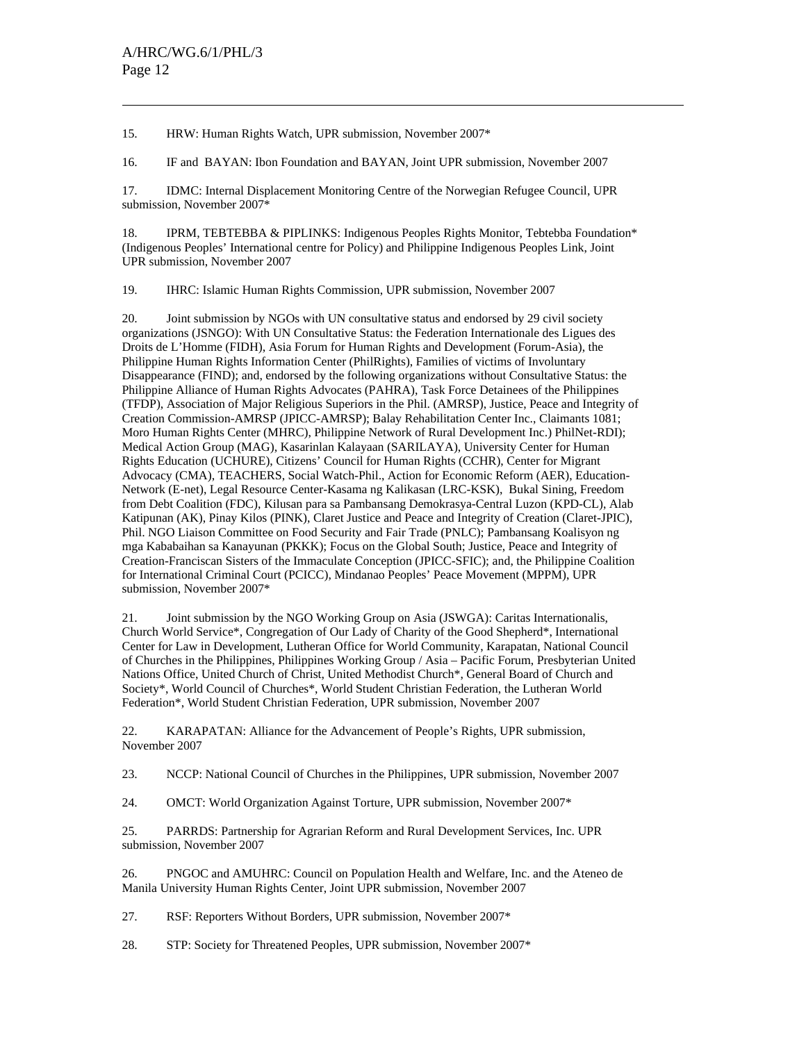15. HRW: Human Rights Watch, UPR submission, November 2007*

16. IF and BAYAN: Ibon Foundation and BAYAN, Joint UPR submission, November 2007

17. IDMC: Internal Displacement Monitoring Centre of the Norwegian Refugee Council, UPR submission, November 2007*

18. IPRM, TEBTEBBA & PIPLINKS: Indigenous Peoples Rights Monitor, Tebtebba Foundation* (Indigenous Peoples' International centre for Policy) and Philippine Indigenous Peoples Link, Joint UPR submission, November 2007

19. IHRC: Islamic Human Rights Commission, UPR submission, November 2007

20. Joint submission by NGOs with UN consultative status and endorsed by 29 civil society organizations (JSNGO): With UN Consultative Status: the Federation Internationale des Ligues des Droits de L'Homme (FIDH), Asia Forum for Human Rights and Development (Forum-Asia), the Philippine Human Rights Information Center (PhilRights), Families of victims of Involuntary Disappearance (FIND); and, endorsed by the following organizations without Consultative Status: the Philippine Alliance of Human Rights Advocates (PAHRA), Task Force Detainees of the Philippines (TFDP), Association of Major Religious Superiors in the Phil. (AMRSP), Justice, Peace and Integrity of Creation Commission-AMRSP (JPICC-AMRSP); Balay Rehabilitation Center Inc., Claimants 1081; Moro Human Rights Center (MHRC), Philippine Network of Rural Development Inc.) PhilNet-RDI); Medical Action Group (MAG), Kasarinlan Kalayaan (SARILAYA), University Center for Human Rights Education (UCHURE), Citizens' Council for Human Rights (CCHR), Center for Migrant Advocacy (CMA), TEACHERS, Social Watch-Phil., Action for Economic Reform (AER), Education-Network (E-net), Legal Resource Center-Kasama ng Kalikasan (LRC-KSK), Bukal Sining, Freedom from Debt Coalition (FDC), Kilusan para sa Pambansang Demokrasya-Central Luzon (KPD-CL), Alab Katipunan (AK), Pinay Kilos (PINK), Claret Justice and Peace and Integrity of Creation (Claret-JPIC), Phil. NGO Liaison Committee on Food Security and Fair Trade (PNLC); Pambansang Koalisyon ng mga Kababaihan sa Kanayunan (PKKK); Focus on the Global South; Justice, Peace and Integrity of Creation-Franciscan Sisters of the Immaculate Conception (JPICC-SFIC); and, the Philippine Coalition for International Criminal Court (PCICC), Mindanao Peoples' Peace Movement (MPPM), UPR submission, November 2007*

21. Joint submission by the NGO Working Group on Asia (JSWGA): Caritas Internationalis, Church World Service*, Congregation of Our Lady of Charity of the Good Shepherd*, International Center for Law in Development, Lutheran Office for World Community, Karapatan, National Council of Churches in the Philippines, Philippines Working Group / Asia – Pacific Forum, Presbyterian United Nations Office, United Church of Christ, United Methodist Church*, General Board of Church and Society*, World Council of Churches*, World Student Christian Federation, the Lutheran World Federation*, World Student Christian Federation, UPR submission, November 2007

22. KARAPATAN: Alliance for the Advancement of People's Rights, UPR submission, November 2007

23. NCCP: National Council of Churches in the Philippines, UPR submission, November 2007

24. OMCT: World Organization Against Torture, UPR submission, November 2007*

25. PARRDS: Partnership for Agrarian Reform and Rural Development Services, Inc. UPR submission, November 2007

26. PNGOC and AMUHRC: Council on Population Health and Welfare, Inc. and the Ateneo de Manila University Human Rights Center, Joint UPR submission, November 2007

27. RSF: Reporters Without Borders, UPR submission, November 2007*

28. STP: Society for Threatened Peoples, UPR submission, November 2007*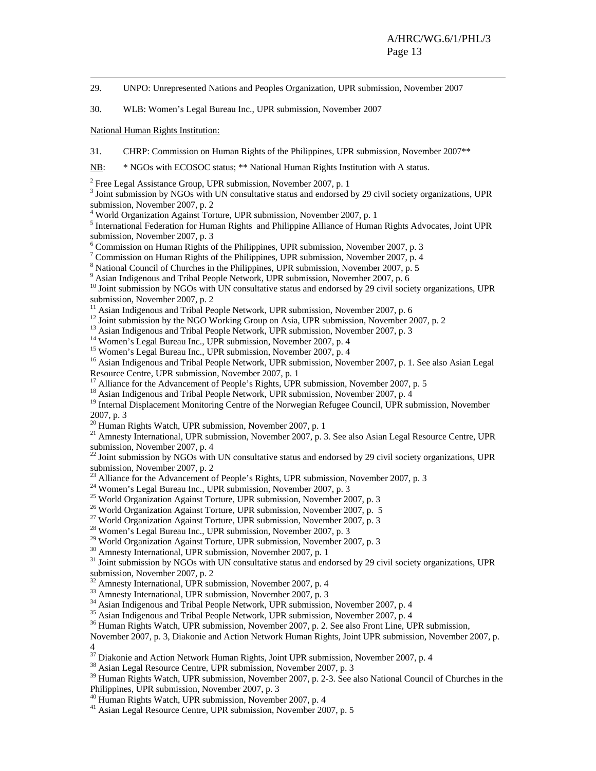29. UNPO: Unrepresented Nations and Peoples Organization, UPR submission, November 2007

30. WLB: Women's Legal Bureau Inc., UPR submission, November 2007

National Human Rights Institution:

31. CHRP: Commission on Human Rights of the Philippines, UPR submission, November 2007**

NB: * NGOs with ECOSOC status; ** National Human Rights Institution with A status.

[2] Free Legal Assistance Group, UPR submission, November 2007, p. 1

[3] Joint submission by NGOs with UN consultative status and endorsed by 29 civil society organizations, UPR submission, November 2007, p. 2

[4] World Organization Against Torture, UPR submission, November 2007, p. 1

[5] International Federation for Human Rights and Philippine Alliance of Human Rights Advocates, Joint UPR submission, November 2007, p. 3

[6] Commission on Human Rights of the Philippines, UPR submission, November 2007, p. 3

[7] Commission on Human Rights of the Philippines, UPR submission, November 2007, p. 4

[8] National Council of Churches in the Philippines, UPR submission, November 2007, p. 5

[9] Asian Indigenous and Tribal People Network, UPR submission, November 2007, p. 6

[10] Joint submission by NGOs with UN consultative status and endorsed by 29 civil society organizations, UPR submission, November 2007, p. 2

[11] Asian Indigenous and Tribal People Network, UPR submission, November 2007, p. 6

[12] Joint submission by the NGO Working Group on Asia, UPR submission, November 2007, p. 2

[13] Asian Indigenous and Tribal People Network, UPR submission, November 2007, p. 3

[14] Women's Legal Bureau Inc., UPR submission, November 2007, p. 4

[15] Women's Legal Bureau Inc., UPR submission, November 2007, p. 4

[16] Asian Indigenous and Tribal People Network, UPR submission, November 2007, p. 1. See also Asian Legal Resource Centre, UPR submission, November 2007, p. 1

[17] Alliance for the Advancement of People's Rights, UPR submission, November 2007, p. 5

[18] Asian Indigenous and Tribal People Network, UPR submission, November 2007, p. 4

[19] Internal Displacement Monitoring Centre of the Norwegian Refugee Council, UPR submission, November 2007, p. 3

[20] Human Rights Watch, UPR submission, November 2007, p. 1

[21] Amnesty International, UPR submission, November 2007, p. 3. See also Asian Legal Resource Centre, UPR submission, November 2007, p. 4

[22] Joint submission by NGOs with UN consultative status and endorsed by 29 civil society organizations, UPR submission, November 2007, p. 2

[23] Alliance for the Advancement of People's Rights, UPR submission, November 2007, p. 3

[24] Women's Legal Bureau Inc., UPR submission, November 2007, p. 3

[25] World Organization Against Torture, UPR submission, November 2007, p. 3

[26] World Organization Against Torture, UPR submission, November 2007, p. 5

[27] World Organization Against Torture, UPR submission, November 2007, p. 3

[28] Women's Legal Bureau Inc., UPR submission, November 2007, p. 3

[29] World Organization Against Torture, UPR submission, November 2007, p. 3

[30] Amnesty International, UPR submission, November 2007, p. 1

[31] Joint submission by NGOs with UN consultative status and endorsed by 29 civil society organizations, UPR submission, November 2007, p. 2

[32] Amnesty International, UPR submission, November 2007, p. 4

[33] Amnesty International, UPR submission, November 2007, p. 3

[34] Asian Indigenous and Tribal People Network, UPR submission, November 2007, p. 4

[35] Asian Indigenous and Tribal People Network, UPR submission, November 2007, p. 4

[36] Human Rights Watch, UPR submission, November 2007, p. 2. See also Front Line, UPR submission, November 2007, p. 3, Diakonie and Action Network Human Rights, Joint UPR submission, November 2007, p. 4

[37] Diakonie and Action Network Human Rights, Joint UPR submission, November 2007, p. 4

[38] Asian Legal Resource Centre, UPR submission, November 2007, p. 3

[39] Human Rights Watch, UPR submission, November 2007, p. 2-3. See also National Council of Churches in the Philippines, UPR submission, November 2007, p. 3

[40] Human Rights Watch, UPR submission, November 2007, p. 4

[41] Asian Legal Resource Centre, UPR submission, November 2007, p. 5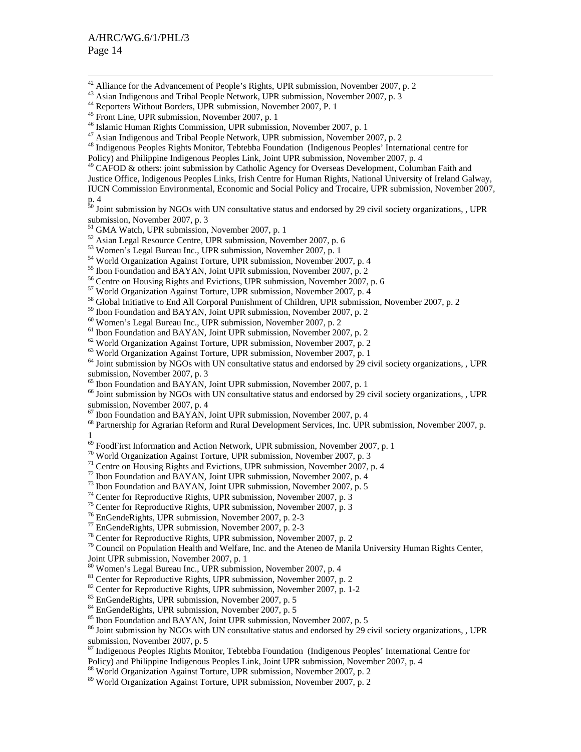[42] Alliance for the Advancement of People's Rights, UPR submission, November 2007, p. 2
[43] Asian Indigenous and Tribal People Network, UPR submission, November 2007, p. 3
[44] Reporters Without Borders, UPR submission, November 2007, P. 1
[45] Front Line, UPR submission, November 2007, p. 1
[46] Islamic Human Rights Commission, UPR submission, November 2007, p. 1
[47] Asian Indigenous and Tribal People Network, UPR submission, November 2007, p. 2
[48] Indigenous Peoples Rights Monitor, Tebtebba Foundation (Indigenous Peoples' International centre for Policy) and Philippine Indigenous Peoples Link, Joint UPR submission, November 2007, p. 4
[49] CAFOD & others: joint submission by Catholic Agency for Overseas Development, Columban Faith and Justice Office, Indigenous Peoples Links, Irish Centre for Human Rights, National University of Ireland Galway, IUCN Commission Environmental, Economic and Social Policy and Trocaire, UPR submission, November 2007, p. 4
[50] Joint submission by NGOs with UN consultative status and endorsed by 29 civil society organizations, , UPR submission, November 2007, p. 3
[51] GMA Watch, UPR submission, November 2007, p. 1
[52] Asian Legal Resource Centre, UPR submission, November 2007, p. 6
[53] Women's Legal Bureau Inc., UPR submission, November 2007, p. 1
[54] World Organization Against Torture, UPR submission, November 2007, p. 4
[55] Ibon Foundation and BAYAN, Joint UPR submission, November 2007, p. 2
[56] Centre on Housing Rights and Evictions, UPR submission, November 2007, p. 6
[57] World Organization Against Torture, UPR submission, November 2007, p. 4
[58] Global Initiative to End All Corporal Punishment of Children, UPR submission, November 2007, p. 2
[59] Ibon Foundation and BAYAN, Joint UPR submission, November 2007, p. 2
[60] Women's Legal Bureau Inc., UPR submission, November 2007, p. 2
[61] Ibon Foundation and BAYAN, Joint UPR submission, November 2007, p. 2
[62] World Organization Against Torture, UPR submission, November 2007, p. 2
[63] World Organization Against Torture, UPR submission, November 2007, p. 1
[64] Joint submission by NGOs with UN consultative status and endorsed by 29 civil society organizations, , UPR submission, November 2007, p. 3
[65] Ibon Foundation and BAYAN, Joint UPR submission, November 2007, p. 1
[66] Joint submission by NGOs with UN consultative status and endorsed by 29 civil society organizations, , UPR submission, November 2007, p. 4
[67] Ibon Foundation and BAYAN, Joint UPR submission, November 2007, p. 4
[68] Partnership for Agrarian Reform and Rural Development Services, Inc. UPR submission, November 2007, p. 1
[69] FoodFirst Information and Action Network, UPR submission, November 2007, p. 1
[70] World Organization Against Torture, UPR submission, November 2007, p. 3
[71] Centre on Housing Rights and Evictions, UPR submission, November 2007, p. 4
[72] Ibon Foundation and BAYAN, Joint UPR submission, November 2007, p. 4
[73] Ibon Foundation and BAYAN, Joint UPR submission, November 2007, p. 5
[74] Center for Reproductive Rights, UPR submission, November 2007, p. 3
[75] Center for Reproductive Rights, UPR submission, November 2007, p. 3
[76] EnGendeRights, UPR submission, November 2007, p. 2-3
[77] EnGendeRights, UPR submission, November 2007, p. 2-3
[78] Center for Reproductive Rights, UPR submission, November 2007, p. 2
[79] Council on Population Health and Welfare, Inc. and the Ateneo de Manila University Human Rights Center, Joint UPR submission, November 2007, p. 1
[80] Women's Legal Bureau Inc., UPR submission, November 2007, p. 4
[81] Center for Reproductive Rights, UPR submission, November 2007, p. 2
[82] Center for Reproductive Rights, UPR submission, November 2007, p. 1-2
[83] EnGendeRights, UPR submission, November 2007, p. 5
[84] EnGendeRights, UPR submission, November 2007, p. 5
[85] Ibon Foundation and BAYAN, Joint UPR submission, November 2007, p. 5
[86] Joint submission by NGOs with UN consultative status and endorsed by 29 civil society organizations, , UPR submission, November 2007, p. 5
[87] Indigenous Peoples Rights Monitor, Tebtebba Foundation (Indigenous Peoples' International Centre for Policy) and Philippine Indigenous Peoples Link, Joint UPR submission, November 2007, p. 4
[88] World Organization Against Torture, UPR submission, November 2007, p. 2
[89] World Organization Against Torture, UPR submission, November 2007, p. 2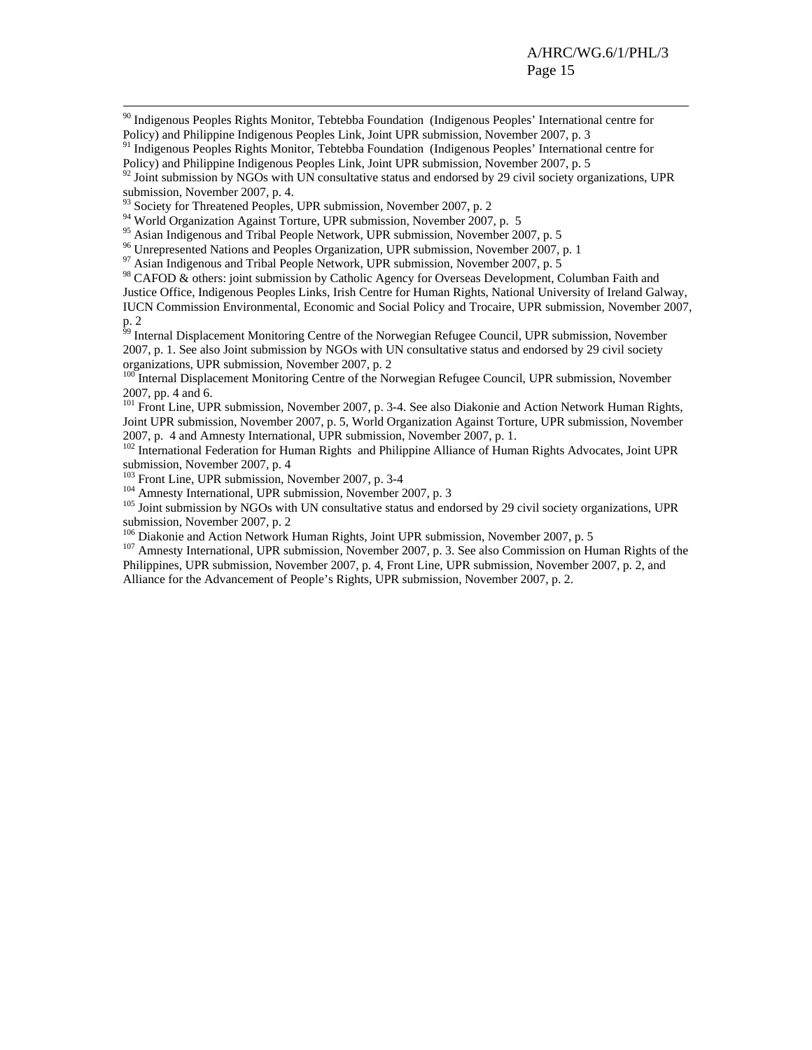[90] Indigenous Peoples Rights Monitor, Tebtebba Foundation (Indigenous Peoples' International centre for Policy) and Philippine Indigenous Peoples Link, Joint UPR submission, November 2007, p. 3

[91] Indigenous Peoples Rights Monitor, Tebtebba Foundation (Indigenous Peoples' International centre for Policy) and Philippine Indigenous Peoples Link, Joint UPR submission, November 2007, p. 5

[92] Joint submission by NGOs with UN consultative status and endorsed by 29 civil society organizations, UPR submission, November 2007, p. 4.

[93] Society for Threatened Peoples, UPR submission, November 2007, p. 2

[94] World Organization Against Torture, UPR submission, November 2007, p. 5

[95] Asian Indigenous and Tribal People Network, UPR submission, November 2007, p. 5

[96] Unrepresented Nations and Peoples Organization, UPR submission, November 2007, p. 1

[97] Asian Indigenous and Tribal People Network, UPR submission, November 2007, p. 5

[98] CAFOD & others: joint submission by Catholic Agency for Overseas Development, Columban Faith and Justice Office, Indigenous Peoples Links, Irish Centre for Human Rights, National University of Ireland Galway, IUCN Commission Environmental, Economic and Social Policy and Trocaire, UPR submission, November 2007, p. 2

[99] Internal Displacement Monitoring Centre of the Norwegian Refugee Council, UPR submission, November 2007, p. 1. See also Joint submission by NGOs with UN consultative status and endorsed by 29 civil society organizations, UPR submission, November 2007, p. 2

[100] Internal Displacement Monitoring Centre of the Norwegian Refugee Council, UPR submission, November 2007, pp. 4 and 6.

[101] Front Line, UPR submission, November 2007, p. 3-4. See also Diakonie and Action Network Human Rights, Joint UPR submission, November 2007, p. 5, World Organization Against Torture, UPR submission, November 2007, p. 4 and Amnesty International, UPR submission, November 2007, p. 1.

[102] International Federation for Human Rights and Philippine Alliance of Human Rights Advocates, Joint UPR submission, November 2007, p. 4

[103] Front Line, UPR submission, November 2007, p. 3-4

[104] Amnesty International, UPR submission, November 2007, p. 3

[105] Joint submission by NGOs with UN consultative status and endorsed by 29 civil society organizations, UPR submission, November 2007, p. 2

[106] Diakonie and Action Network Human Rights, Joint UPR submission, November 2007, p. 5

[107] Amnesty International, UPR submission, November 2007, p. 3. See also Commission on Human Rights of the Philippines, UPR submission, November 2007, p. 4, Front Line, UPR submission, November 2007, p. 2, and Alliance for the Advancement of People's Rights, UPR submission, November 2007, p. 2.